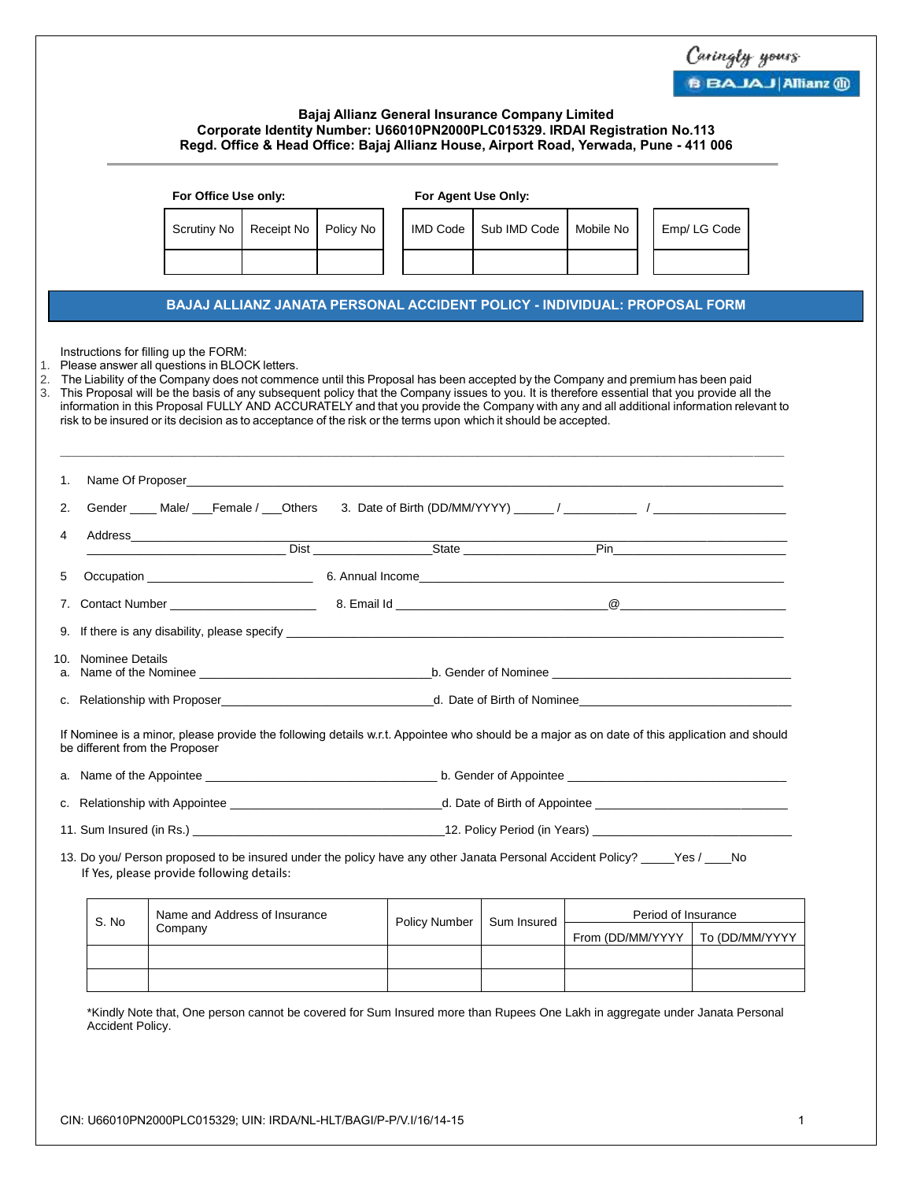Caringly yours

BAJAJ | Allianz

**Bajaj Allianz General Insurance Company Limited**
**Corporate Identity Number: U66010PN2000PLC015329. IRDAI Registration No.113**
**Regd. Office & Head Office: Bajaj Allianz House, Airport Road, Yerwada, Pune - 411 006**

**For Office Use only:**

| Scrutiny No | Receipt No | Policy No |
|---|---|---|
| | | |

**For Agent Use Only:**

| IMD Code | Sub IMD Code | Mobile No | Emp/ LG Code |
|---|---|---|---|
| | | | |

## BAJAJ ALLIANZ JANATA PERSONAL ACCIDENT POLICY - INDIVIDUAL: PROPOSAL FORM

Instructions for filling up the FORM:

1. Please answer all questions in BLOCK letters.
2. The Liability of the Company does not commence until this Proposal has been accepted by the Company and premium has been paid
3. This Proposal will be the basis of any subsequent policy that the Company issues to you. It is therefore essential that you provide all the information in this Proposal FULLY AND ACCURATELY and that you provide the Company with any and all additional information relevant to risk to be insured or its decision as to acceptance of the risk or the terms upon which it should be accepted.

---

1. Name Of Proposer\_\_\_\_\_\_\_\_\_\_\_\_\_\_\_\_\_\_\_\_\_\_\_\_\_\_\_\_\_\_\_\_\_\_\_\_\_\_\_\_

2. Gender \_\_\_\_ Male/ \_\_\_Female / \_\_\_Others    3. Date of Birth (DD/MM/YYYY) \_\_\_\_\_\_ / \_\_\_\_\_\_\_\_\_\_\_ / \_\_\_\_\_\_\_\_\_\_\_\_\_\_\_\_\_\_\_\_

4 Address\_\_\_\_\_\_\_\_\_\_\_\_\_\_\_\_\_\_\_\_\_\_\_\_\_\_\_\_\_\_\_\_\_\_\_\_\_\_\_\_
\_\_\_\_\_\_\_\_\_\_\_\_\_\_\_\_\_\_\_\_\_\_\_\_\_\_\_\_ Dist \_\_\_\_\_\_\_\_\_\_\_\_\_\_\_\_\_\_State \_\_\_\_\_\_\_\_\_\_\_\_\_\_\_\_\_\_\_\_Pin\_\_\_\_\_\_\_\_\_\_\_\_\_\_\_\_\_\_\_\_\_\_\_\_\_\_

5 Occupation \_\_\_\_\_\_\_\_\_\_\_\_\_\_\_\_\_\_\_\_\_\_\_\_\_    6. Annual Income\_\_\_\_\_\_\_\_\_\_\_\_\_\_\_\_\_\_\_\_\_\_\_\_\_\_\_\_\_\_\_\_\_\_\_\_\_\_\_\_

7. Contact Number \_\_\_\_\_\_\_\_\_\_\_\_\_\_\_\_\_\_\_\_\_\_    8. Email Id \_\_\_\_\_\_\_\_\_\_\_\_\_\_\_\_\_\_\_\_\_\_\_\_\_\_\_\_\_\_\_@\_\_\_\_\_\_\_\_\_\_\_\_\_\_\_\_\_\_\_\_\_\_\_\_\_

9. If there is any disability, please specify \_\_\_\_\_\_\_\_\_\_\_\_\_\_\_\_\_\_\_\_\_\_\_\_\_\_\_\_\_\_\_\_\_\_\_\_\_\_\_\_

10. Nominee Details
a. Name of the Nominee \_\_\_\_\_\_\_\_\_\_\_\_\_\_\_\_\_\_\_\_\_\_\_\_\_\_\_\_\_\_\_\_\_\_\_b. Gender of Nominee \_\_\_\_\_\_\_\_\_\_\_\_\_\_\_\_\_\_\_\_\_\_\_\_\_\_\_\_\_\_\_\_\_\_\_\_
c. Relationship with Proposer\_\_\_\_\_\_\_\_\_\_\_\_\_\_\_\_\_\_\_\_\_\_\_\_\_\_\_\_\_\_\_\_\_d. Date of Birth of Nominee\_\_\_\_\_\_\_\_\_\_\_\_\_\_\_\_\_\_\_\_\_\_\_\_\_\_\_\_\_\_\_\_\_\_

If Nominee is a minor, please provide the following details w.r.t. Appointee who should be a major as on date of this application and should be different from the Proposer

a. Name of the Appointee \_\_\_\_\_\_\_\_\_\_\_\_\_\_\_\_\_\_\_\_\_\_\_\_\_\_\_\_\_\_\_\_\_\_\_\_ b. Gender of Appointee \_\_\_\_\_\_\_\_\_\_\_\_\_\_\_\_\_\_\_\_\_\_\_\_\_\_\_\_\_\_\_\_\_\_

c. Relationship with Appointee \_\_\_\_\_\_\_\_\_\_\_\_\_\_\_\_\_\_\_\_\_\_\_\_\_\_\_\_\_\_\_\_\_d. Date of Birth of Appointee \_\_\_\_\_\_\_\_\_\_\_\_\_\_\_\_\_\_\_\_\_\_\_\_\_\_\_\_\_\_

11. Sum Insured (in Rs.) \_\_\_\_\_\_\_\_\_\_\_\_\_\_\_\_\_\_\_\_\_\_\_\_\_\_\_\_\_\_\_\_\_\_\_\_\_\_\_12. Policy Period (in Years) \_\_\_\_\_\_\_\_\_\_\_\_\_\_\_\_\_\_\_\_\_\_\_\_\_\_\_\_\_\_\_

13. Do you/ Person proposed to be insured under the policy have any other Janata Personal Accident Policy? \_\_\_\_\_Yes / \_\_\_\_No
If Yes, please provide following details:

| S. No | Name and Address of Insurance Company | Policy Number | Sum Insured | Period of Insurance | |
|---|---|---|---|---|---|
| | | | | From (DD/MM/YYYY | To (DD/MM/YYYY |
| | | | | | |
| | | | | | |

*Kindly Note that, One person cannot be covered for Sum Insured more than Rupees One Lakh in aggregate under Janata Personal Accident Policy.

CIN: U66010PN2000PLC015329; UIN: IRDA/NL-HLT/BAGI/P-P/V.I/16/14-15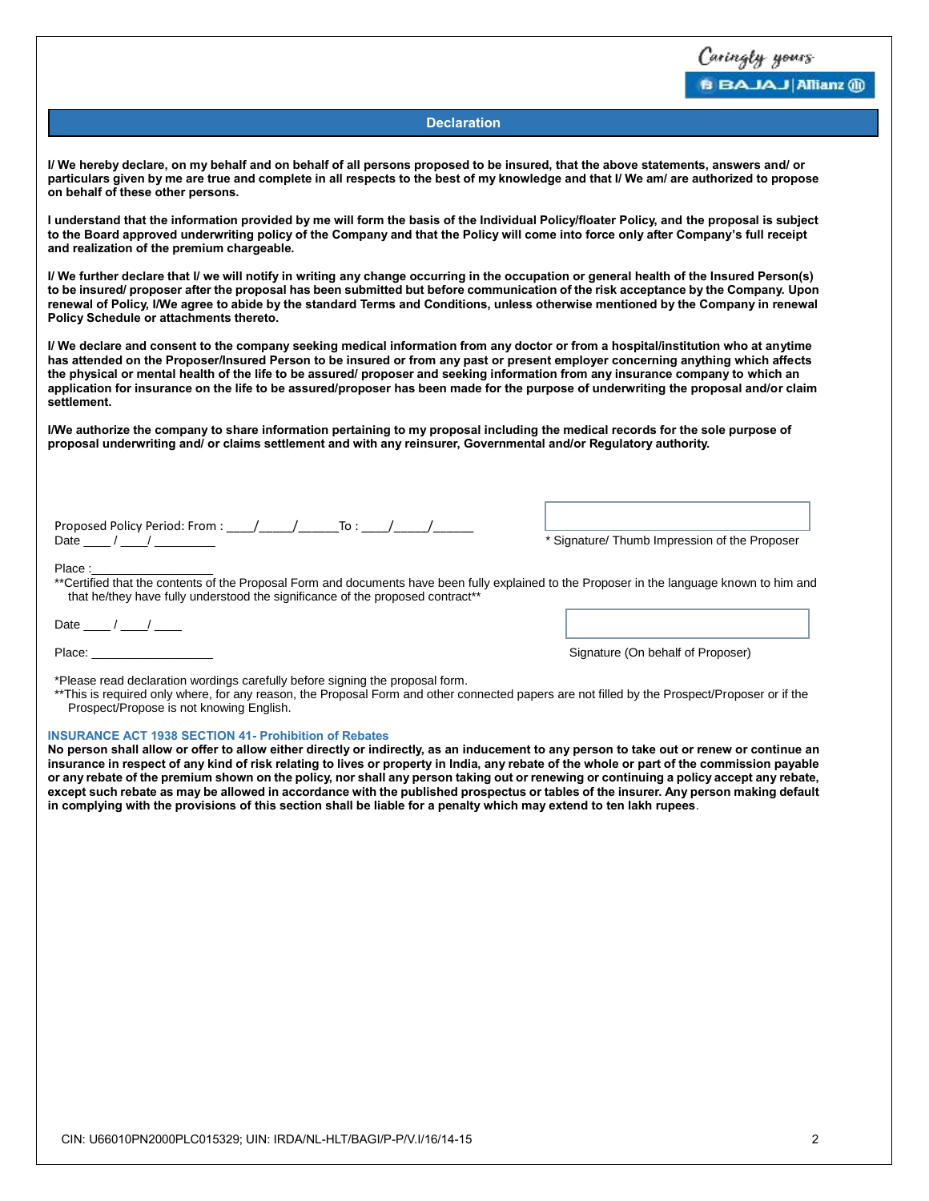## Declaration

**I/ We hereby declare, on my behalf and on behalf of all persons proposed to be insured, that the above statements, answers and/ or particulars given by me are true and complete in all respects to the best of my knowledge and that I/ We am/ are authorized to propose on behalf of these other persons.**

**I understand that the information provided by me will form the basis of the Individual Policy/floater Policy, and the proposal is subject to the Board approved underwriting policy of the Company and that the Policy will come into force only after Company's full receipt and realization of the premium chargeable.**

**I/ We further declare that I/ we will notify in writing any change occurring in the occupation or general health of the Insured Person(s) to be insured/ proposer after the proposal has been submitted but before communication of the risk acceptance by the Company. Upon renewal of Policy, I/We agree to abide by the standard Terms and Conditions, unless otherwise mentioned by the Company in renewal Policy Schedule or attachments thereto.**

**I/ We declare and consent to the company seeking medical information from any doctor or from a hospital/institution who at anytime has attended on the Proposer/Insured Person to be insured or from any past or present employer concerning anything which affects the physical or mental health of the life to be assured/ proposer and seeking information from any insurance company to which an application for insurance on the life to be assured/proposer has been made for the purpose of underwriting the proposal and/or claim settlement.**

**I/We authorize the company to share information pertaining to my proposal including the medical records for the sole purpose of proposal underwriting and/ or claims settlement and with any reinsurer, Governmental and/or Regulatory authority.**

Proposed Policy Period: From : ____/_____/______To : ____/_____/______

Date ____ / ____/ _________

* Signature/ Thumb Impression of the Proposer

Place :__________________

**Certified that the contents of the Proposal Form and documents have been fully explained to the Proposer in the language known to him and that he/they have fully understood the significance of the proposed contract**

Date ____ / ____/ ____

Place: __________________

Signature (On behalf of Proposer)

*Please read declaration wordings carefully before signing the proposal form.

**This is required only where, for any reason, the Proposal Form and other connected papers are not filled by the Prospect/Proposer or if the Prospect/Propose is not knowing English.

### INSURANCE ACT 1938 SECTION 41- Prohibition of Rebates

**No person shall allow or offer to allow either directly or indirectly, as an inducement to any person to take out or renew or continue an insurance in respect of any kind of risk relating to lives or property in India, any rebate of the whole or part of the commission payable or any rebate of the premium shown on the policy, nor shall any person taking out or renewing or continuing a policy accept any rebate, except such rebate as may be allowed in accordance with the published prospectus or tables of the insurer. Any person making default in complying with the provisions of this section shall be liable for a penalty which may extend to ten lakh rupees**.

CIN: U66010PN2000PLC015329; UIN: IRDA/NL-HLT/BAGI/P-P/V.I/16/14-15